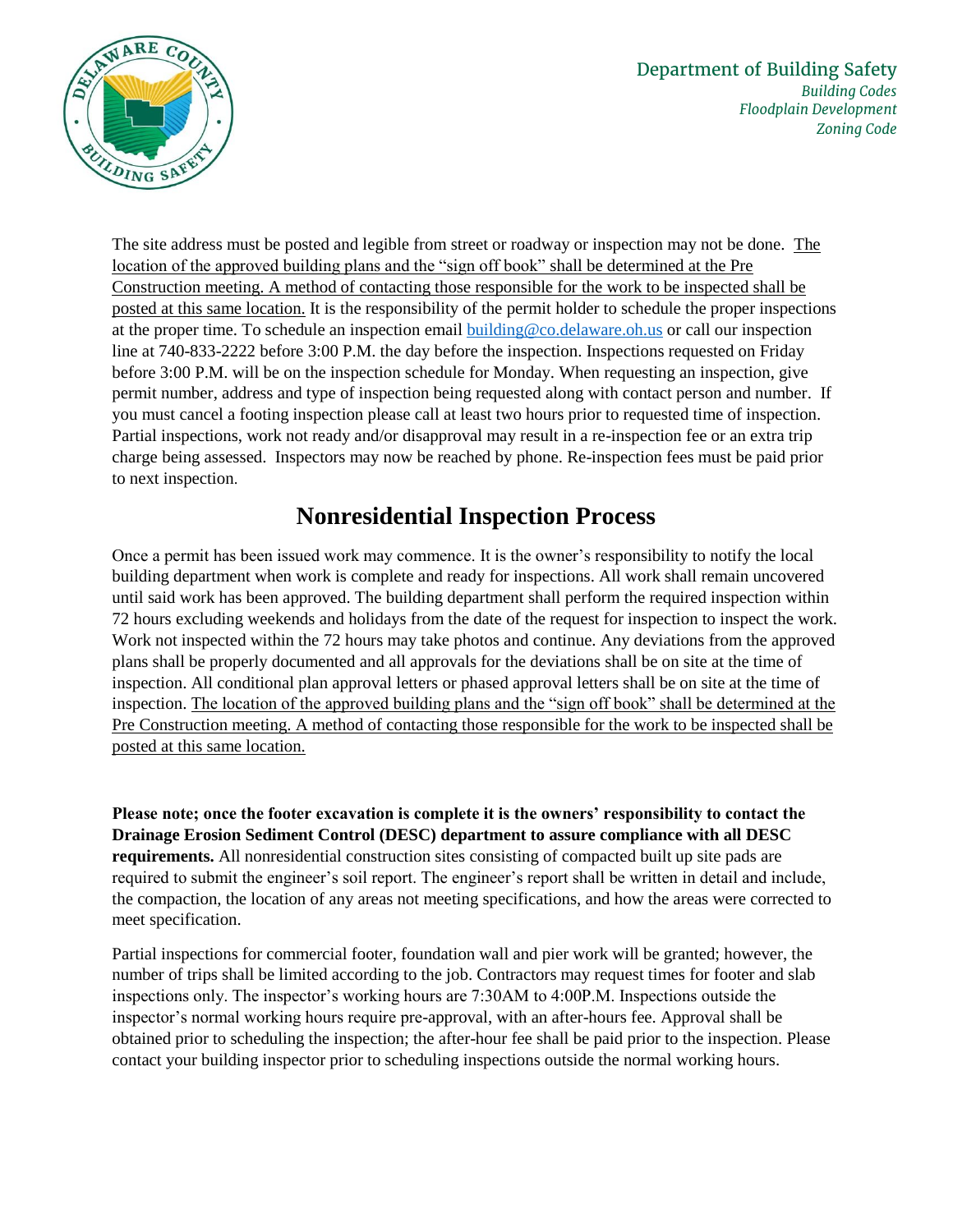Department of Building Safety

*Building Codes*
*Floodplain Development*
*Zoning Code*

The site address must be posted and legible from street or roadway or inspection may not be done. The location of the approved building plans and the "sign off book" shall be determined at the Pre Construction meeting. A method of contacting those responsible for the work to be inspected shall be posted at this same location. It is the responsibility of the permit holder to schedule the proper inspections at the proper time. To schedule an inspection email building@co.delaware.oh.us or call our inspection line at 740-833-2222 before 3:00 P.M. the day before the inspection. Inspections requested on Friday before 3:00 P.M. will be on the inspection schedule for Monday. When requesting an inspection, give permit number, address and type of inspection being requested along with contact person and number. If you must cancel a footing inspection please call at least two hours prior to requested time of inspection. Partial inspections, work not ready and/or disapproval may result in a re-inspection fee or an extra trip charge being assessed. Inspectors may now be reached by phone. Re-inspection fees must be paid prior to next inspection.

## Nonresidential Inspection Process

Once a permit has been issued work may commence. It is the owner's responsibility to notify the local building department when work is complete and ready for inspections. All work shall remain uncovered until said work has been approved. The building department shall perform the required inspection within 72 hours excluding weekends and holidays from the date of the request for inspection to inspect the work. Work not inspected within the 72 hours may take photos and continue. Any deviations from the approved plans shall be properly documented and all approvals for the deviations shall be on site at the time of inspection. All conditional plan approval letters or phased approval letters shall be on site at the time of inspection. The location of the approved building plans and the "sign off book" shall be determined at the Pre Construction meeting. A method of contacting those responsible for the work to be inspected shall be posted at this same location.

**Please note; once the footer excavation is complete it is the owners' responsibility to contact the Drainage Erosion Sediment Control (DESC) department to assure compliance with all DESC requirements.** All nonresidential construction sites consisting of compacted built up site pads are required to submit the engineer's soil report. The engineer's report shall be written in detail and include, the compaction, the location of any areas not meeting specifications, and how the areas were corrected to meet specification.

Partial inspections for commercial footer, foundation wall and pier work will be granted; however, the number of trips shall be limited according to the job. Contractors may request times for footer and slab inspections only. The inspector's working hours are 7:30AM to 4:00P.M. Inspections outside the inspector's normal working hours require pre-approval, with an after-hours fee. Approval shall be obtained prior to scheduling the inspection; the after-hour fee shall be paid prior to the inspection. Please contact your building inspector prior to scheduling inspections outside the normal working hours.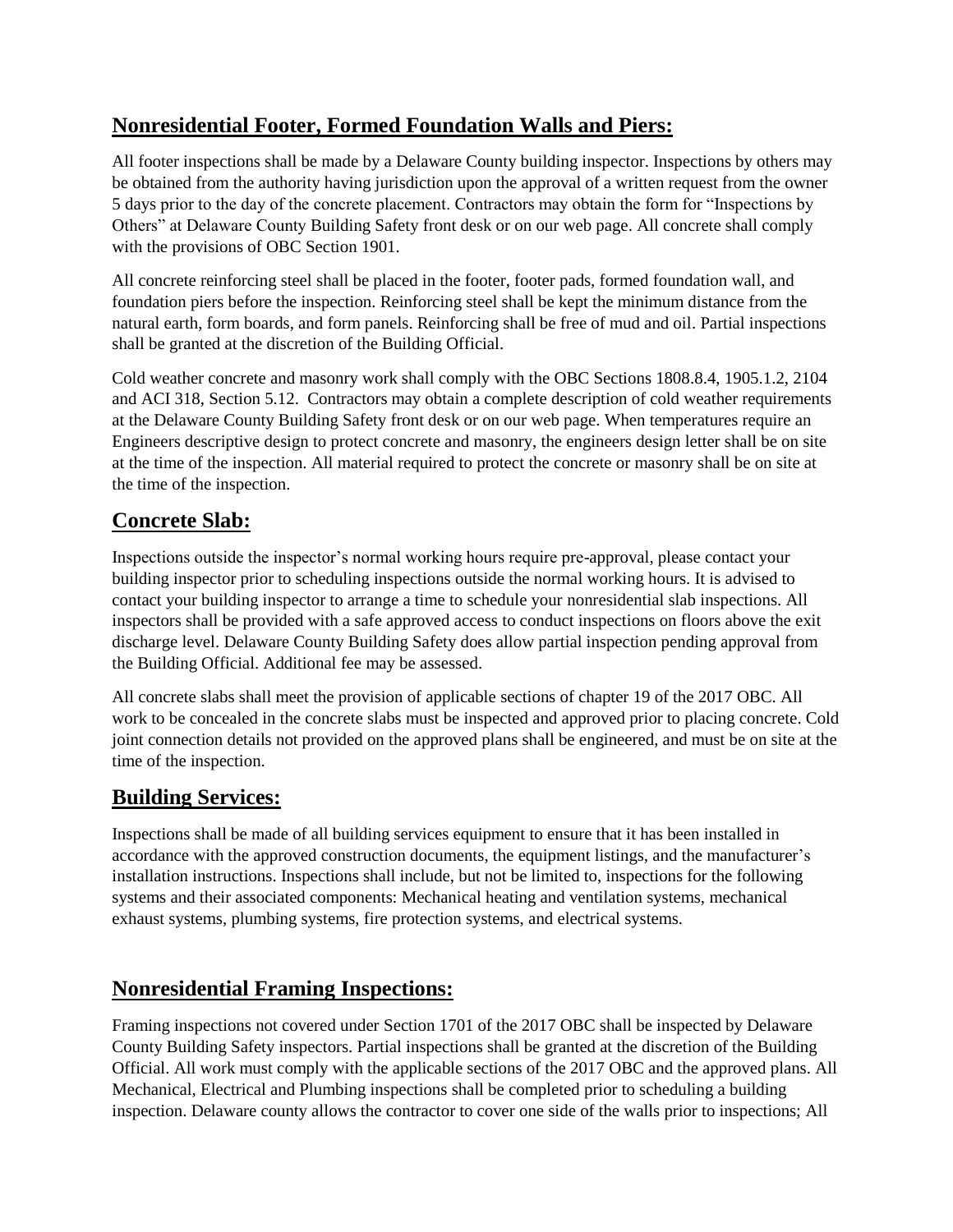## **Nonresidential Footer, Formed Foundation Walls and Piers:**

All footer inspections shall be made by a Delaware County building inspector. Inspections by others may be obtained from the authority having jurisdiction upon the approval of a written request from the owner 5 days prior to the day of the concrete placement. Contractors may obtain the form for "Inspections by Others" at Delaware County Building Safety front desk or on our web page. All concrete shall comply with the provisions of OBC Section 1901.

All concrete reinforcing steel shall be placed in the footer, footer pads, formed foundation wall, and foundation piers before the inspection. Reinforcing steel shall be kept the minimum distance from the natural earth, form boards, and form panels. Reinforcing shall be free of mud and oil. Partial inspections shall be granted at the discretion of the Building Official.

Cold weather concrete and masonry work shall comply with the OBC Sections 1808.8.4, 1905.1.2, 2104 and ACI 318, Section 5.12. Contractors may obtain a complete description of cold weather requirements at the Delaware County Building Safety front desk or on our web page. When temperatures require an Engineers descriptive design to protect concrete and masonry, the engineers design letter shall be on site at the time of the inspection. All material required to protect the concrete or masonry shall be on site at the time of the inspection.

## **Concrete Slab:**

Inspections outside the inspector's normal working hours require pre-approval, please contact your building inspector prior to scheduling inspections outside the normal working hours. It is advised to contact your building inspector to arrange a time to schedule your nonresidential slab inspections. All inspectors shall be provided with a safe approved access to conduct inspections on floors above the exit discharge level. Delaware County Building Safety does allow partial inspection pending approval from the Building Official. Additional fee may be assessed.

All concrete slabs shall meet the provision of applicable sections of chapter 19 of the 2017 OBC. All work to be concealed in the concrete slabs must be inspected and approved prior to placing concrete. Cold joint connection details not provided on the approved plans shall be engineered, and must be on site at the time of the inspection.

## **Building Services:**

Inspections shall be made of all building services equipment to ensure that it has been installed in accordance with the approved construction documents, the equipment listings, and the manufacturer's installation instructions. Inspections shall include, but not be limited to, inspections for the following systems and their associated components: Mechanical heating and ventilation systems, mechanical exhaust systems, plumbing systems, fire protection systems, and electrical systems.

## **Nonresidential Framing Inspections:**

Framing inspections not covered under Section 1701 of the 2017 OBC shall be inspected by Delaware County Building Safety inspectors. Partial inspections shall be granted at the discretion of the Building Official. All work must comply with the applicable sections of the 2017 OBC and the approved plans. All Mechanical, Electrical and Plumbing inspections shall be completed prior to scheduling a building inspection. Delaware county allows the contractor to cover one side of the walls prior to inspections; All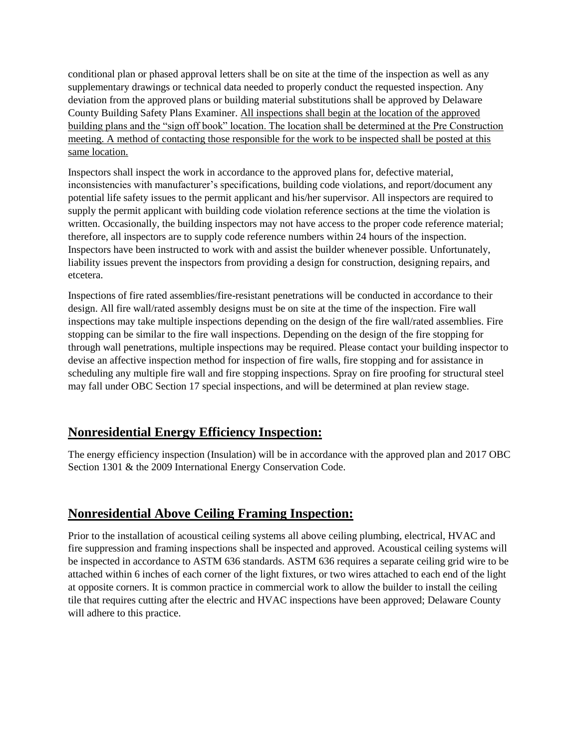conditional plan or phased approval letters shall be on site at the time of the inspection as well as any supplementary drawings or technical data needed to properly conduct the requested inspection. Any deviation from the approved plans or building material substitutions shall be approved by Delaware County Building Safety Plans Examiner. <u>All inspections shall begin at the location of the approved building plans and the "sign off book" location. The location shall be determined at the Pre Construction meeting. A method of contacting those responsible for the work to be inspected shall be posted at this same location.</u>

Inspectors shall inspect the work in accordance to the approved plans for, defective material, inconsistencies with manufacturer's specifications, building code violations, and report/document any potential life safety issues to the permit applicant and his/her supervisor. All inspectors are required to supply the permit applicant with building code violation reference sections at the time the violation is written. Occasionally, the building inspectors may not have access to the proper code reference material; therefore, all inspectors are to supply code reference numbers within 24 hours of the inspection. Inspectors have been instructed to work with and assist the builder whenever possible. Unfortunately, liability issues prevent the inspectors from providing a design for construction, designing repairs, and etcetera.

Inspections of fire rated assemblies/fire-resistant penetrations will be conducted in accordance to their design. All fire wall/rated assembly designs must be on site at the time of the inspection. Fire wall inspections may take multiple inspections depending on the design of the fire wall/rated assemblies. Fire stopping can be similar to the fire wall inspections. Depending on the design of the fire stopping for through wall penetrations, multiple inspections may be required. Please contact your building inspector to devise an affective inspection method for inspection of fire walls, fire stopping and for assistance in scheduling any multiple fire wall and fire stopping inspections. Spray on fire proofing for structural steel may fall under OBC Section 17 special inspections, and will be determined at plan review stage.

## Nonresidential Energy Efficiency Inspection:

The energy efficiency inspection (Insulation) will be in accordance with the approved plan and 2017 OBC Section 1301 & the 2009 International Energy Conservation Code.

## Nonresidential Above Ceiling Framing Inspection:

Prior to the installation of acoustical ceiling systems all above ceiling plumbing, electrical, HVAC and fire suppression and framing inspections shall be inspected and approved. Acoustical ceiling systems will be inspected in accordance to ASTM 636 standards. ASTM 636 requires a separate ceiling grid wire to be attached within 6 inches of each corner of the light fixtures, or two wires attached to each end of the light at opposite corners. It is common practice in commercial work to allow the builder to install the ceiling tile that requires cutting after the electric and HVAC inspections have been approved; Delaware County will adhere to this practice.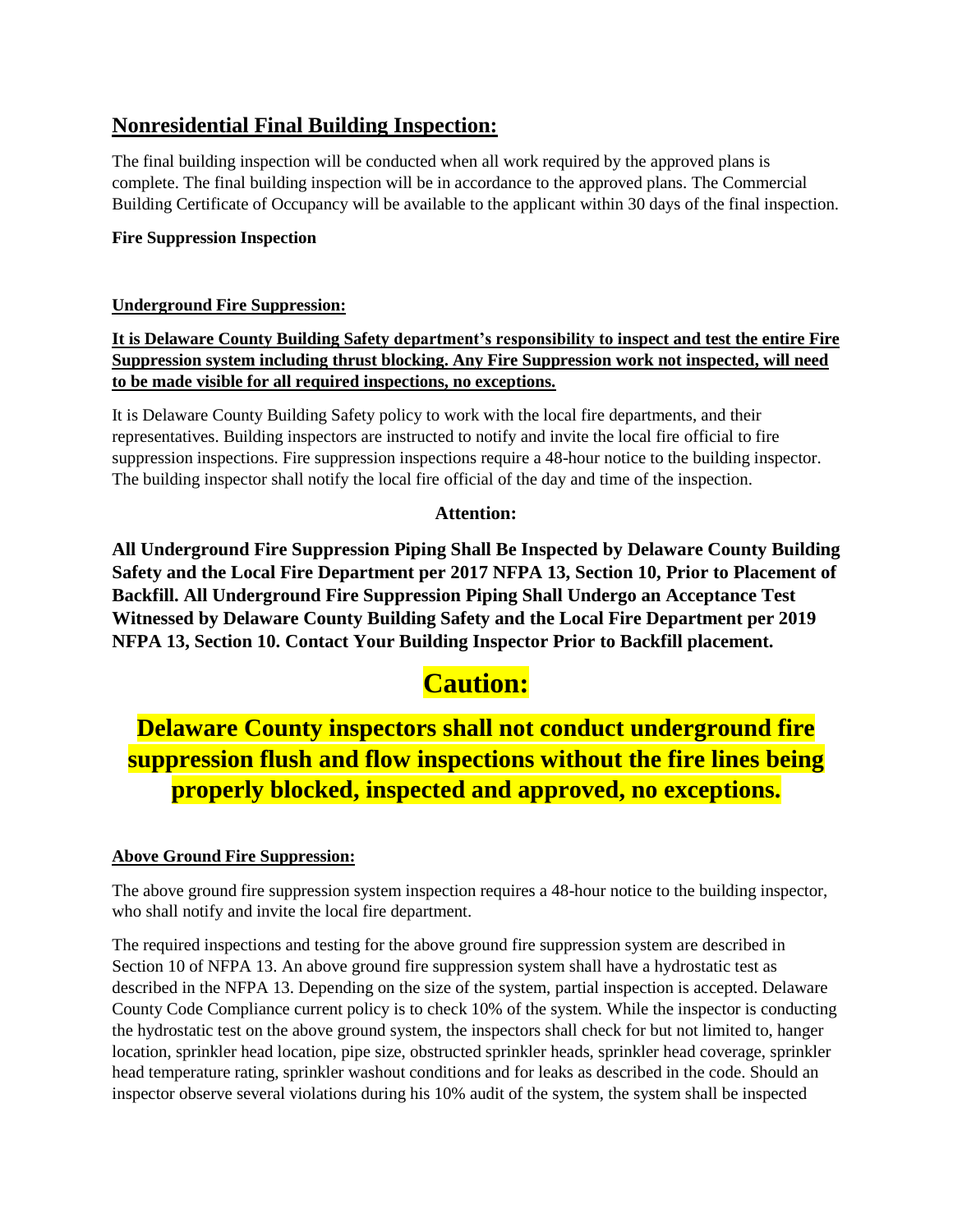## Nonresidential Final Building Inspection:

The final building inspection will be conducted when all work required by the approved plans is complete. The final building inspection will be in accordance to the approved plans. The Commercial Building Certificate of Occupancy will be available to the applicant within 30 days of the final inspection.

**Fire Suppression Inspection**

**Underground Fire Suppression:**

**It is Delaware County Building Safety department's responsibility to inspect and test the entire Fire Suppression system including thrust blocking. Any Fire Suppression work not inspected, will need to be made visible for all required inspections, no exceptions.**

It is Delaware County Building Safety policy to work with the local fire departments, and their representatives. Building inspectors are instructed to notify and invite the local fire official to fire suppression inspections. Fire suppression inspections require a 48-hour notice to the building inspector. The building inspector shall notify the local fire official of the day and time of the inspection.

**Attention:**

**All Underground Fire Suppression Piping Shall Be Inspected by Delaware County Building Safety and the Local Fire Department per 2017 NFPA 13, Section 10, Prior to Placement of Backfill. All Underground Fire Suppression Piping Shall Undergo an Acceptance Test Witnessed by Delaware County Building Safety and the Local Fire Department per 2019 NFPA 13, Section 10. Contact Your Building Inspector Prior to Backfill placement.**

# Caution:

## Delaware County inspectors shall not conduct underground fire suppression flush and flow inspections without the fire lines being properly blocked, inspected and approved, no exceptions.

**Above Ground Fire Suppression:**

The above ground fire suppression system inspection requires a 48-hour notice to the building inspector, who shall notify and invite the local fire department.

The required inspections and testing for the above ground fire suppression system are described in Section 10 of NFPA 13. An above ground fire suppression system shall have a hydrostatic test as described in the NFPA 13. Depending on the size of the system, partial inspection is accepted. Delaware County Code Compliance current policy is to check 10% of the system. While the inspector is conducting the hydrostatic test on the above ground system, the inspectors shall check for but not limited to, hanger location, sprinkler head location, pipe size, obstructed sprinkler heads, sprinkler head coverage, sprinkler head temperature rating, sprinkler washout conditions and for leaks as described in the code. Should an inspector observe several violations during his 10% audit of the system, the system shall be inspected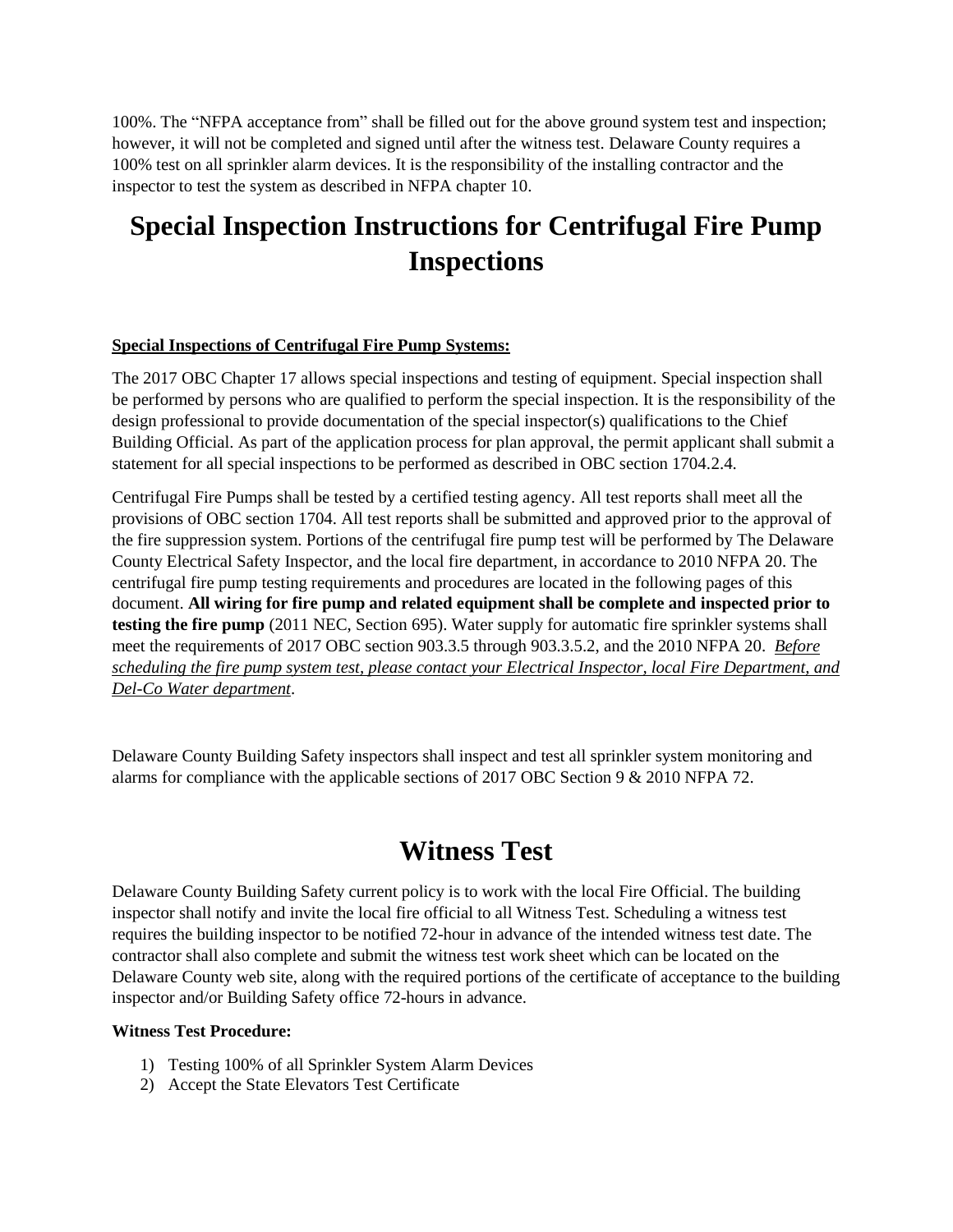100%. The "NFPA acceptance from" shall be filled out for the above ground system test and inspection; however, it will not be completed and signed until after the witness test. Delaware County requires a 100% test on all sprinkler alarm devices. It is the responsibility of the installing contractor and the inspector to test the system as described in NFPA chapter 10.

# Special Inspection Instructions for Centrifugal Fire Pump Inspections

**Special Inspections of Centrifugal Fire Pump Systems:**

The 2017 OBC Chapter 17 allows special inspections and testing of equipment. Special inspection shall be performed by persons who are qualified to perform the special inspection. It is the responsibility of the design professional to provide documentation of the special inspector(s) qualifications to the Chief Building Official. As part of the application process for plan approval, the permit applicant shall submit a statement for all special inspections to be performed as described in OBC section 1704.2.4.

Centrifugal Fire Pumps shall be tested by a certified testing agency. All test reports shall meet all the provisions of OBC section 1704. All test reports shall be submitted and approved prior to the approval of the fire suppression system. Portions of the centrifugal fire pump test will be performed by The Delaware County Electrical Safety Inspector, and the local fire department, in accordance to 2010 NFPA 20. The centrifugal fire pump testing requirements and procedures are located in the following pages of this document. **All wiring for fire pump and related equipment shall be complete and inspected prior to testing the fire pump** (2011 NEC, Section 695). Water supply for automatic fire sprinkler systems shall meet the requirements of 2017 OBC section 903.3.5 through 903.3.5.2, and the 2010 NFPA 20. *Before scheduling the fire pump system test, please contact your Electrical Inspector, local Fire Department, and Del-Co Water department*.

Delaware County Building Safety inspectors shall inspect and test all sprinkler system monitoring and alarms for compliance with the applicable sections of 2017 OBC Section 9 & 2010 NFPA 72.

# Witness Test

Delaware County Building Safety current policy is to work with the local Fire Official. The building inspector shall notify and invite the local fire official to all Witness Test. Scheduling a witness test requires the building inspector to be notified 72-hour in advance of the intended witness test date. The contractor shall also complete and submit the witness test work sheet which can be located on the Delaware County web site, along with the required portions of the certificate of acceptance to the building inspector and/or Building Safety office 72-hours in advance.

**Witness Test Procedure:**

1) Testing 100% of all Sprinkler System Alarm Devices
2) Accept the State Elevators Test Certificate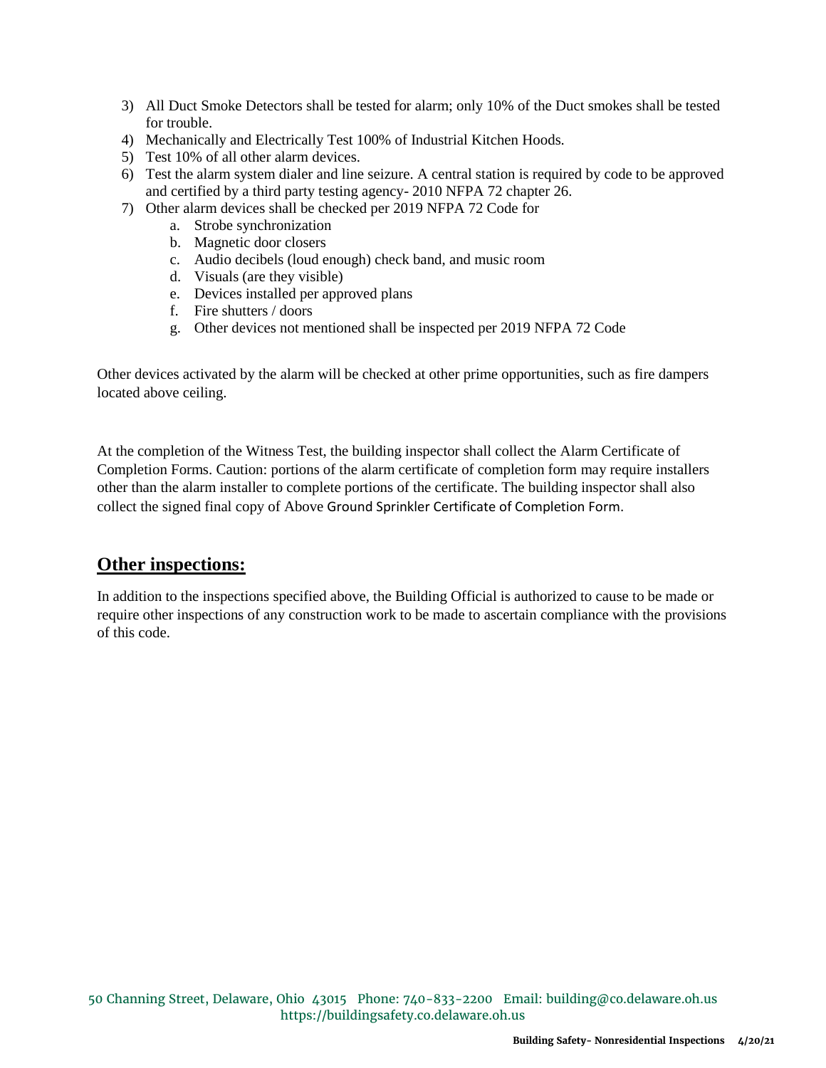3) All Duct Smoke Detectors shall be tested for alarm; only 10% of the Duct smokes shall be tested for trouble.
4) Mechanically and Electrically Test 100% of Industrial Kitchen Hoods.
5) Test 10% of all other alarm devices.
6) Test the alarm system dialer and line seizure. A central station is required by code to be approved and certified by a third party testing agency- 2010 NFPA 72 chapter 26.
7) Other alarm devices shall be checked per 2019 NFPA 72 Code for
    a. Strobe synchronization
    b. Magnetic door closers
    c. Audio decibels (loud enough) check band, and music room
    d. Visuals (are they visible)
    e. Devices installed per approved plans
    f. Fire shutters / doors
    g. Other devices not mentioned shall be inspected per 2019 NFPA 72 Code

Other devices activated by the alarm will be checked at other prime opportunities, such as fire dampers located above ceiling.

At the completion of the Witness Test, the building inspector shall collect the Alarm Certificate of Completion Forms. Caution: portions of the alarm certificate of completion form may require installers other than the alarm installer to complete portions of the certificate. The building inspector shall also collect the signed final copy of Above Ground Sprinkler Certificate of Completion Form.

## Other inspections:

In addition to the inspections specified above, the Building Official is authorized to cause to be made or require other inspections of any construction work to be made to ascertain compliance with the provisions of this code.